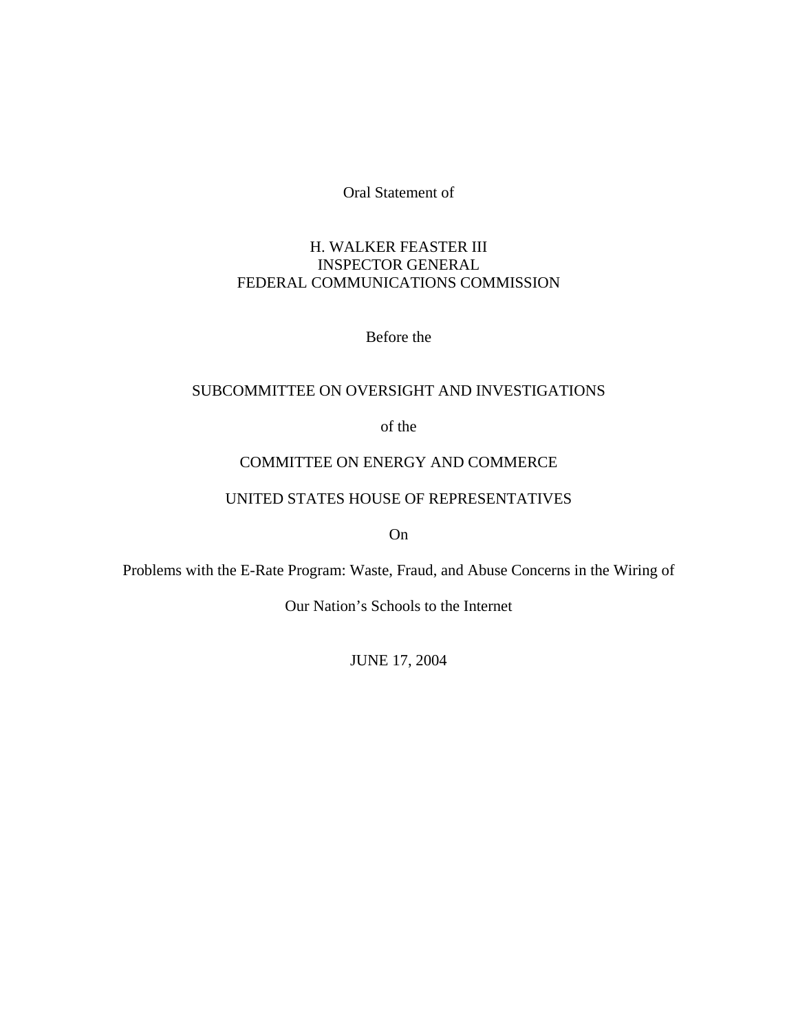Oral Statement of

H. WALKER FEASTER III
INSPECTOR GENERAL
FEDERAL COMMUNICATIONS COMMISSION

Before the

SUBCOMMITTEE ON OVERSIGHT AND INVESTIGATIONS

of the

COMMITTEE ON ENERGY AND COMMERCE

UNITED STATES HOUSE OF REPRESENTATIVES

On

Problems with the E-Rate Program: Waste, Fraud, and Abuse Concerns in the Wiring of Our Nation's Schools to the Internet

JUNE 17, 2004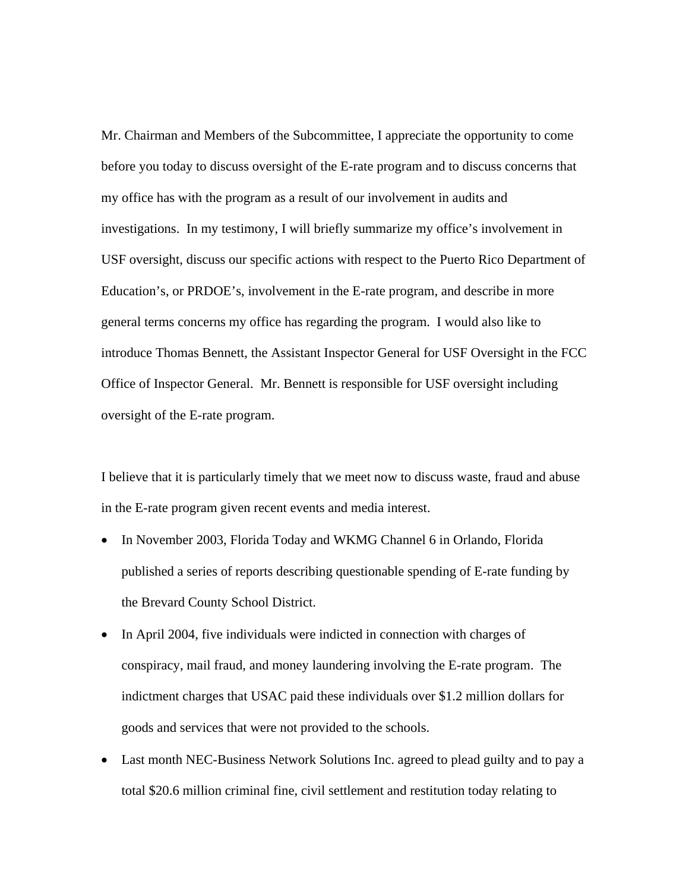Mr. Chairman and Members of the Subcommittee, I appreciate the opportunity to come before you today to discuss oversight of the E-rate program and to discuss concerns that my office has with the program as a result of our involvement in audits and investigations. In my testimony, I will briefly summarize my office's involvement in USF oversight, discuss our specific actions with respect to the Puerto Rico Department of Education's, or PRDOE's, involvement in the E-rate program, and describe in more general terms concerns my office has regarding the program. I would also like to introduce Thomas Bennett, the Assistant Inspector General for USF Oversight in the FCC Office of Inspector General. Mr. Bennett is responsible for USF oversight including oversight of the E-rate program.

I believe that it is particularly timely that we meet now to discuss waste, fraud and abuse in the E-rate program given recent events and media interest.

- In November 2003, Florida Today and WKMG Channel 6 in Orlando, Florida published a series of reports describing questionable spending of E-rate funding by the Brevard County School District.
- In April 2004, five individuals were indicted in connection with charges of conspiracy, mail fraud, and money laundering involving the E-rate program. The indictment charges that USAC paid these individuals over $1.2 million dollars for goods and services that were not provided to the schools.
- Last month NEC-Business Network Solutions Inc. agreed to plead guilty and to pay a total $20.6 million criminal fine, civil settlement and restitution today relating to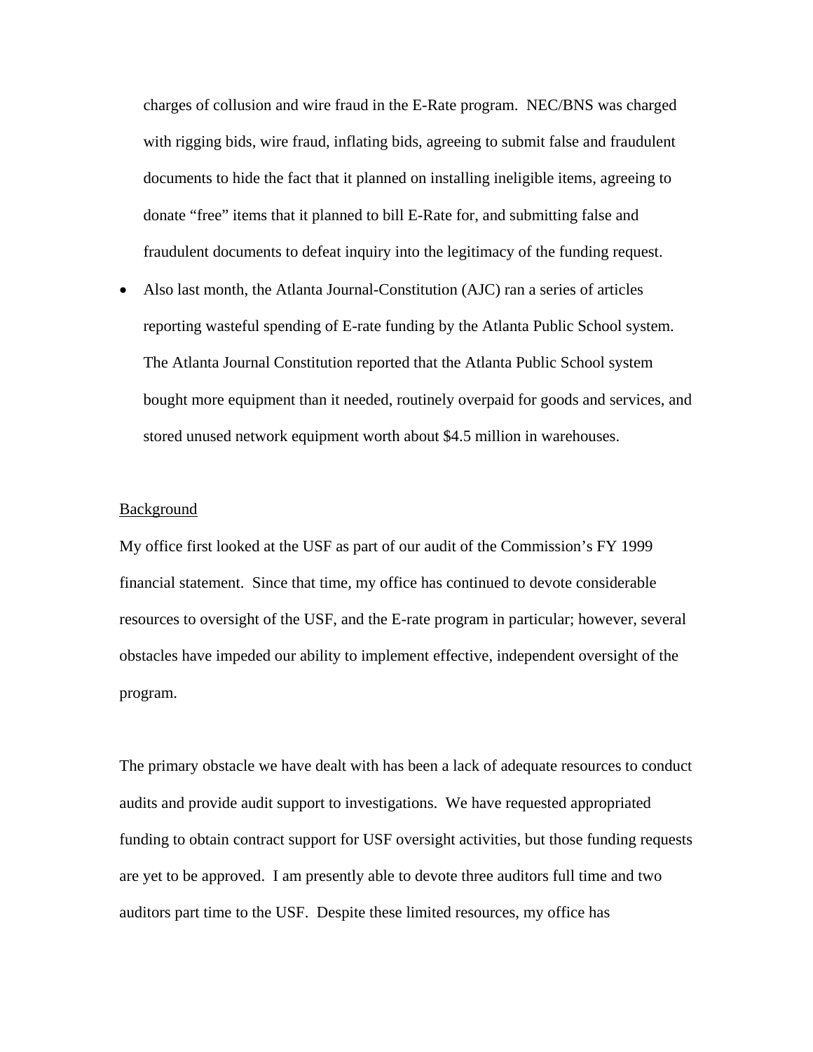charges of collusion and wire fraud in the E-Rate program. NEC/BNS was charged with rigging bids, wire fraud, inflating bids, agreeing to submit false and fraudulent documents to hide the fact that it planned on installing ineligible items, agreeing to donate "free" items that it planned to bill E-Rate for, and submitting false and fraudulent documents to defeat inquiry into the legitimacy of the funding request.

- Also last month, the Atlanta Journal-Constitution (AJC) ran a series of articles reporting wasteful spending of E-rate funding by the Atlanta Public School system. The Atlanta Journal Constitution reported that the Atlanta Public School system bought more equipment than it needed, routinely overpaid for goods and services, and stored unused network equipment worth about $4.5 million in warehouses.

<u>Background</u>

My office first looked at the USF as part of our audit of the Commission's FY 1999 financial statement. Since that time, my office has continued to devote considerable resources to oversight of the USF, and the E-rate program in particular; however, several obstacles have impeded our ability to implement effective, independent oversight of the program.

The primary obstacle we have dealt with has been a lack of adequate resources to conduct audits and provide audit support to investigations. We have requested appropriated funding to obtain contract support for USF oversight activities, but those funding requests are yet to be approved. I am presently able to devote three auditors full time and two auditors part time to the USF. Despite these limited resources, my office has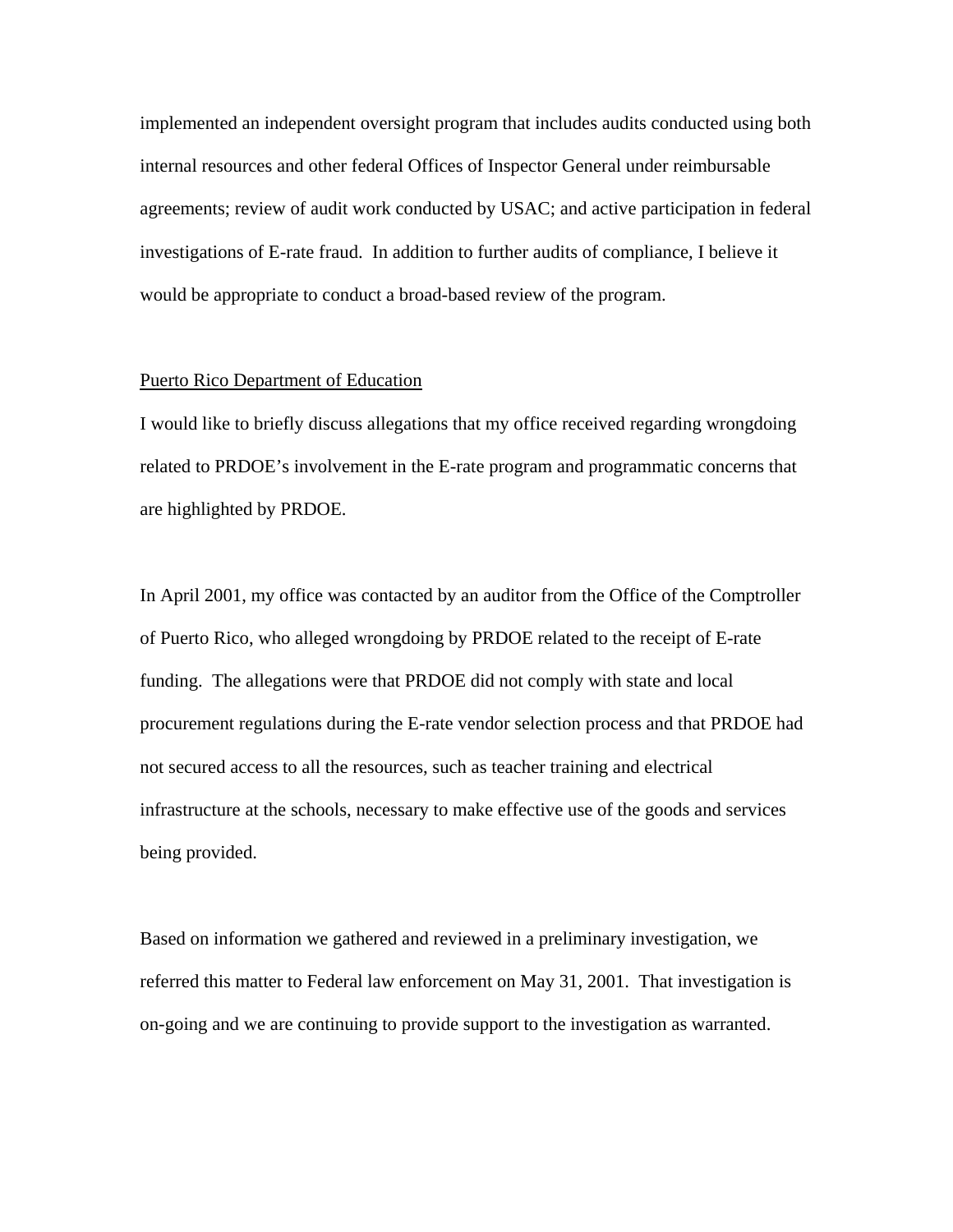implemented an independent oversight program that includes audits conducted using both internal resources and other federal Offices of Inspector General under reimbursable agreements; review of audit work conducted by USAC; and active participation in federal investigations of E-rate fraud. In addition to further audits of compliance, I believe it would be appropriate to conduct a broad-based review of the program.

<u>Puerto Rico Department of Education</u>

I would like to briefly discuss allegations that my office received regarding wrongdoing related to PRDOE's involvement in the E-rate program and programmatic concerns that are highlighted by PRDOE.

In April 2001, my office was contacted by an auditor from the Office of the Comptroller of Puerto Rico, who alleged wrongdoing by PRDOE related to the receipt of E-rate funding. The allegations were that PRDOE did not comply with state and local procurement regulations during the E-rate vendor selection process and that PRDOE had not secured access to all the resources, such as teacher training and electrical infrastructure at the schools, necessary to make effective use of the goods and services being provided.

Based on information we gathered and reviewed in a preliminary investigation, we referred this matter to Federal law enforcement on May 31, 2001. That investigation is on-going and we are continuing to provide support to the investigation as warranted.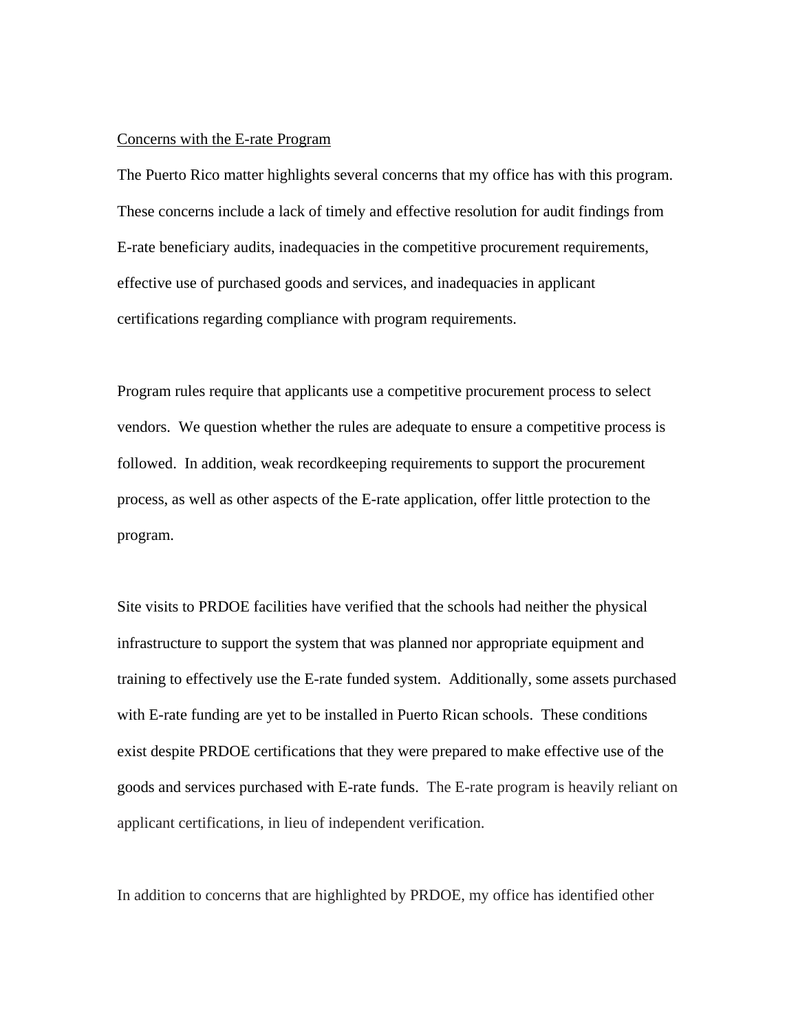<u>Concerns with the E-rate Program</u>

The Puerto Rico matter highlights several concerns that my office has with this program. These concerns include a lack of timely and effective resolution for audit findings from E-rate beneficiary audits, inadequacies in the competitive procurement requirements, effective use of purchased goods and services, and inadequacies in applicant certifications regarding compliance with program requirements.

Program rules require that applicants use a competitive procurement process to select vendors. We question whether the rules are adequate to ensure a competitive process is followed. In addition, weak recordkeeping requirements to support the procurement process, as well as other aspects of the E-rate application, offer little protection to the program.

Site visits to PRDOE facilities have verified that the schools had neither the physical infrastructure to support the system that was planned nor appropriate equipment and training to effectively use the E-rate funded system. Additionally, some assets purchased with E-rate funding are yet to be installed in Puerto Rican schools. These conditions exist despite PRDOE certifications that they were prepared to make effective use of the goods and services purchased with E-rate funds. The E-rate program is heavily reliant on applicant certifications, in lieu of independent verification.

In addition to concerns that are highlighted by PRDOE, my office has identified other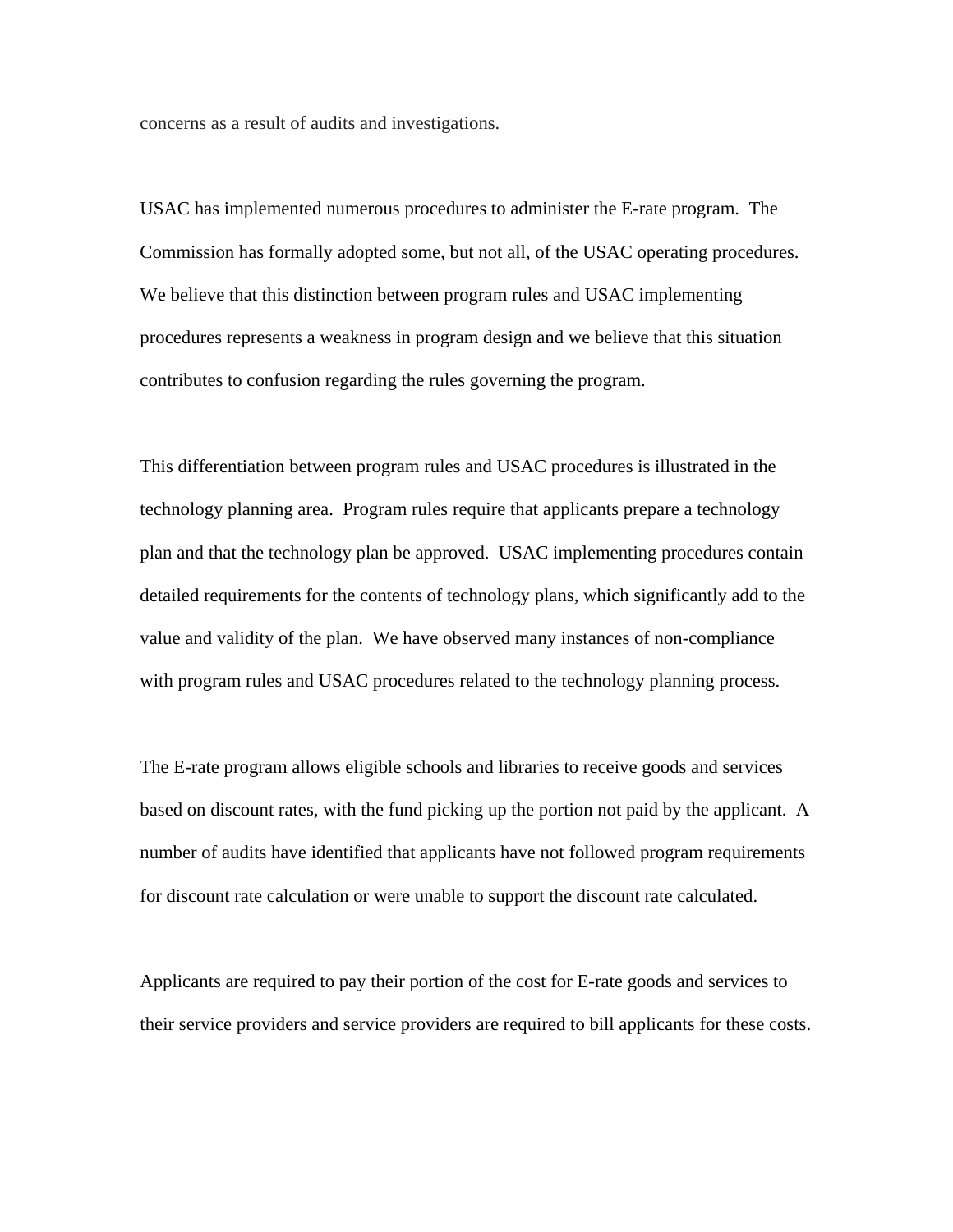concerns as a result of audits and investigations.

USAC has implemented numerous procedures to administer the E-rate program. The Commission has formally adopted some, but not all, of the USAC operating procedures. We believe that this distinction between program rules and USAC implementing procedures represents a weakness in program design and we believe that this situation contributes to confusion regarding the rules governing the program.

This differentiation between program rules and USAC procedures is illustrated in the technology planning area. Program rules require that applicants prepare a technology plan and that the technology plan be approved. USAC implementing procedures contain detailed requirements for the contents of technology plans, which significantly add to the value and validity of the plan. We have observed many instances of non-compliance with program rules and USAC procedures related to the technology planning process.

The E-rate program allows eligible schools and libraries to receive goods and services based on discount rates, with the fund picking up the portion not paid by the applicant. A number of audits have identified that applicants have not followed program requirements for discount rate calculation or were unable to support the discount rate calculated.

Applicants are required to pay their portion of the cost for E-rate goods and services to their service providers and service providers are required to bill applicants for these costs.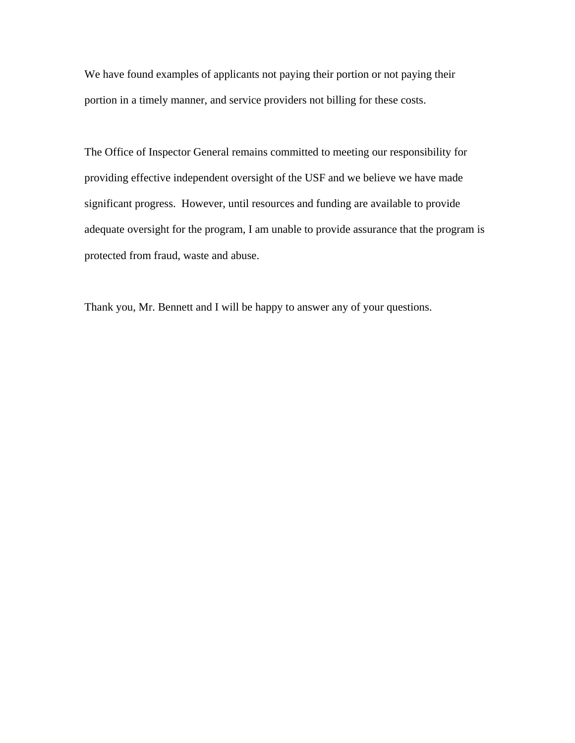We have found examples of applicants not paying their portion or not paying their portion in a timely manner, and service providers not billing for these costs.

The Office of Inspector General remains committed to meeting our responsibility for providing effective independent oversight of the USF and we believe we have made significant progress. However, until resources and funding are available to provide adequate oversight for the program, I am unable to provide assurance that the program is protected from fraud, waste and abuse.

Thank you, Mr. Bennett and I will be happy to answer any of your questions.